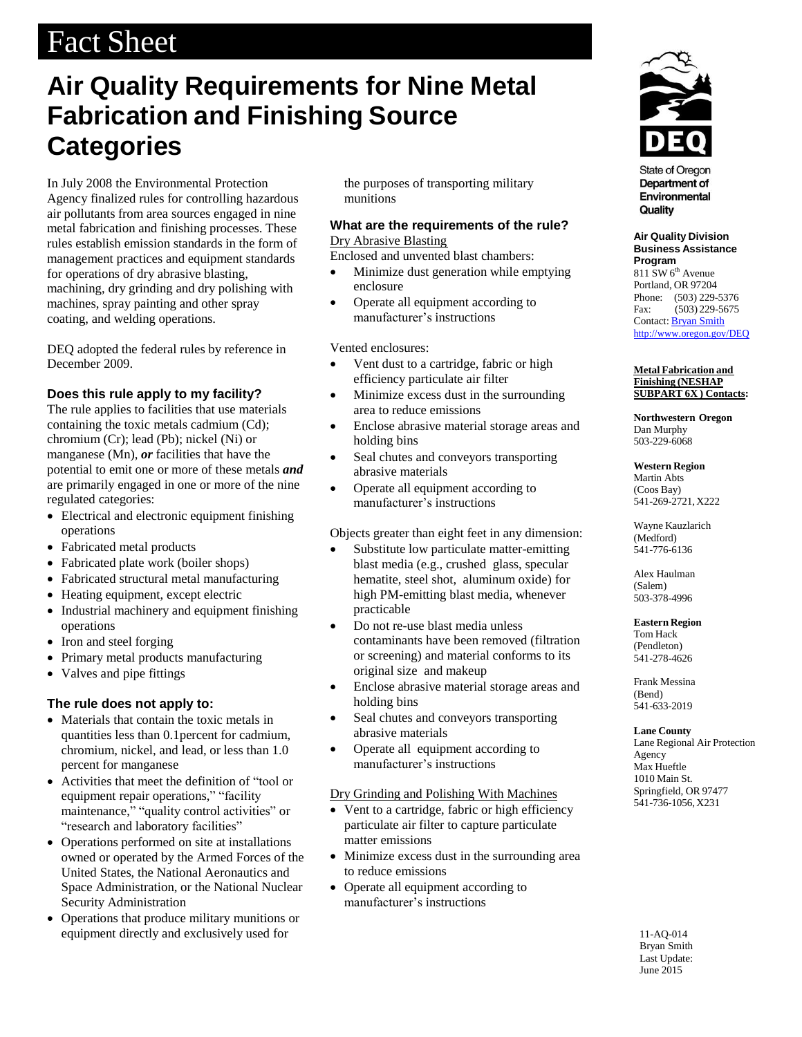# Fact Sheet

## Air Quality Requirements for Nine Metal Fabrication and Finishing Source Categories

In July 2008 the Environmental Protection Agency finalized rules for controlling hazardous air pollutants from area sources engaged in nine metal fabrication and finishing processes. These rules establish emission standards in the form of management practices and equipment standards for operations of dry abrasive blasting, machining, dry grinding and dry polishing with machines, spray painting and other spray coating, and welding operations.

DEQ adopted the federal rules by reference in December 2009.

### Does this rule apply to my facility?

The rule applies to facilities that use materials containing the toxic metals cadmium (Cd); chromium (Cr); lead (Pb); nickel (Ni) or manganese (Mn), ***or*** facilities that have the potential to emit one or more of these metals ***and*** are primarily engaged in one or more of the nine regulated categories:

- Electrical and electronic equipment finishing operations
- Fabricated metal products
- Fabricated plate work (boiler shops)
- Fabricated structural metal manufacturing
- Heating equipment, except electric
- Industrial machinery and equipment finishing operations
- Iron and steel forging
- Primary metal products manufacturing
- Valves and pipe fittings

### The rule does not apply to:

- Materials that contain the toxic metals in quantities less than 0.1percent for cadmium, chromium, nickel, and lead, or less than 1.0 percent for manganese
- Activities that meet the definition of "tool or equipment repair operations," "facility maintenance," "quality control activities" or "research and laboratory facilities"
- Operations performed on site at installations owned or operated by the Armed Forces of the United States, the National Aeronautics and Space Administration, or the National Nuclear Security Administration
- Operations that produce military munitions or equipment directly and exclusively used for the purposes of transporting military munitions

### What are the requirements of the rule?

Dry Abrasive Blasting

Enclosed and unvented blast chambers:

- Minimize dust generation while emptying enclosure
- Operate all equipment according to manufacturer's instructions

Vented enclosures:

- Vent dust to a cartridge, fabric or high efficiency particulate air filter
- Minimize excess dust in the surrounding area to reduce emissions
- Enclose abrasive material storage areas and holding bins
- Seal chutes and conveyors transporting abrasive materials
- Operate all equipment according to manufacturer's instructions

Objects greater than eight feet in any dimension:

- Substitute low particulate matter-emitting blast media (e.g., crushed glass, specular hematite, steel shot, aluminum oxide) for high PM-emitting blast media, whenever practicable
- Do not re-use blast media unless contaminants have been removed (filtration or screening) and material conforms to its original size and makeup
- Enclose abrasive material storage areas and holding bins
- Seal chutes and conveyors transporting abrasive materials
- Operate all equipment according to manufacturer's instructions

Dry Grinding and Polishing With Machines

- Vent to a cartridge, fabric or high efficiency particulate air filter to capture particulate matter emissions
- Minimize excess dust in the surrounding area to reduce emissions
- Operate all equipment according to manufacturer's instructions

---

State of Oregon
**Department of Environmental Quality**

**Air Quality Division**
**Business Assistance Program**
811 SW 6th Avenue
Portland, OR 97204
Phone: (503) 229-5376
Fax: (503) 229-5675
Contact: Bryan Smith
http://www.oregon.gov/DEQ

**Metal Fabrication and Finishing (NESHAP SUBPART 6X) Contacts:**

**Northwestern Oregon**
Dan Murphy
503-229-6068

**Western Region**
Martin Abts
(Coos Bay)
541-269-2721, X222

Wayne Kauzlarich
(Medford)
541-776-6136

Alex Haulman
(Salem)
503-378-4996

**Eastern Region**
Tom Hack
(Pendleton)
541-278-4626

Frank Messina
(Bend)
541-633-2019

**Lane County**
Lane Regional Air Protection Agency
Max Hueftle
1010 Main St.
Springfield, OR 97477
541-736-1056, X231

11-AQ-014
Bryan Smith
Last Update:
June 2015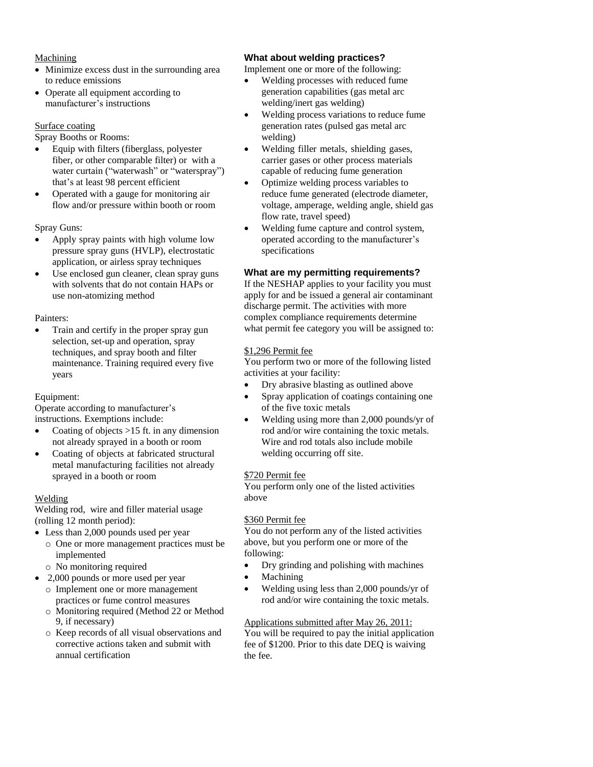Machining

- Minimize excess dust in the surrounding area to reduce emissions
- Operate all equipment according to manufacturer's instructions

Surface coating

Spray Booths or Rooms:

- Equip with filters (fiberglass, polyester fiber, or other comparable filter) or with a water curtain ("waterwash" or "waterspray") that's at least 98 percent efficient
- Operated with a gauge for monitoring air flow and/or pressure within booth or room

Spray Guns:

- Apply spray paints with high volume low pressure spray guns (HVLP), electrostatic application, or airless spray techniques
- Use enclosed gun cleaner, clean spray guns with solvents that do not contain HAPs or use non-atomizing method

Painters:

- Train and certify in the proper spray gun selection, set-up and operation, spray techniques, and spray booth and filter maintenance. Training required every five years

Equipment:

Operate according to manufacturer's instructions. Exemptions include:

- Coating of objects >15 ft. in any dimension not already sprayed in a booth or room
- Coating of objects at fabricated structural metal manufacturing facilities not already sprayed in a booth or room

Welding

Welding rod, wire and filler material usage (rolling 12 month period):

- Less than 2,000 pounds used per year
  - One or more management practices must be implemented
  - No monitoring required
- 2,000 pounds or more used per year
  - Implement one or more management practices or fume control measures
  - Monitoring required (Method 22 or Method 9, if necessary)
  - Keep records of all visual observations and corrective actions taken and submit with annual certification

### What about welding practices?

Implement one or more of the following:

- Welding processes with reduced fume generation capabilities (gas metal arc welding/inert gas welding)
- Welding process variations to reduce fume generation rates (pulsed gas metal arc welding)
- Welding filler metals, shielding gases, carrier gases or other process materials capable of reducing fume generation
- Optimize welding process variables to reduce fume generated (electrode diameter, voltage, amperage, welding angle, shield gas flow rate, travel speed)
- Welding fume capture and control system, operated according to the manufacturer's specifications

### What are my permitting requirements?

If the NESHAP applies to your facility you must apply for and be issued a general air contaminant discharge permit. The activities with more complex compliance requirements determine what permit fee category you will be assigned to:

$1,296 Permit fee

You perform two or more of the following listed activities at your facility:

- Dry abrasive blasting as outlined above
- Spray application of coatings containing one of the five toxic metals
- Welding using more than 2,000 pounds/yr of rod and/or wire containing the toxic metals. Wire and rod totals also include mobile welding occurring off site.

$720 Permit fee

You perform only one of the listed activities above

$360 Permit fee

You do not perform any of the listed activities above, but you perform one or more of the following:

- Dry grinding and polishing with machines
- Machining
- Welding using less than 2,000 pounds/yr of rod and/or wire containing the toxic metals.

Applications submitted after May 26, 2011:

You will be required to pay the initial application fee of $1200. Prior to this date DEQ is waiving the fee.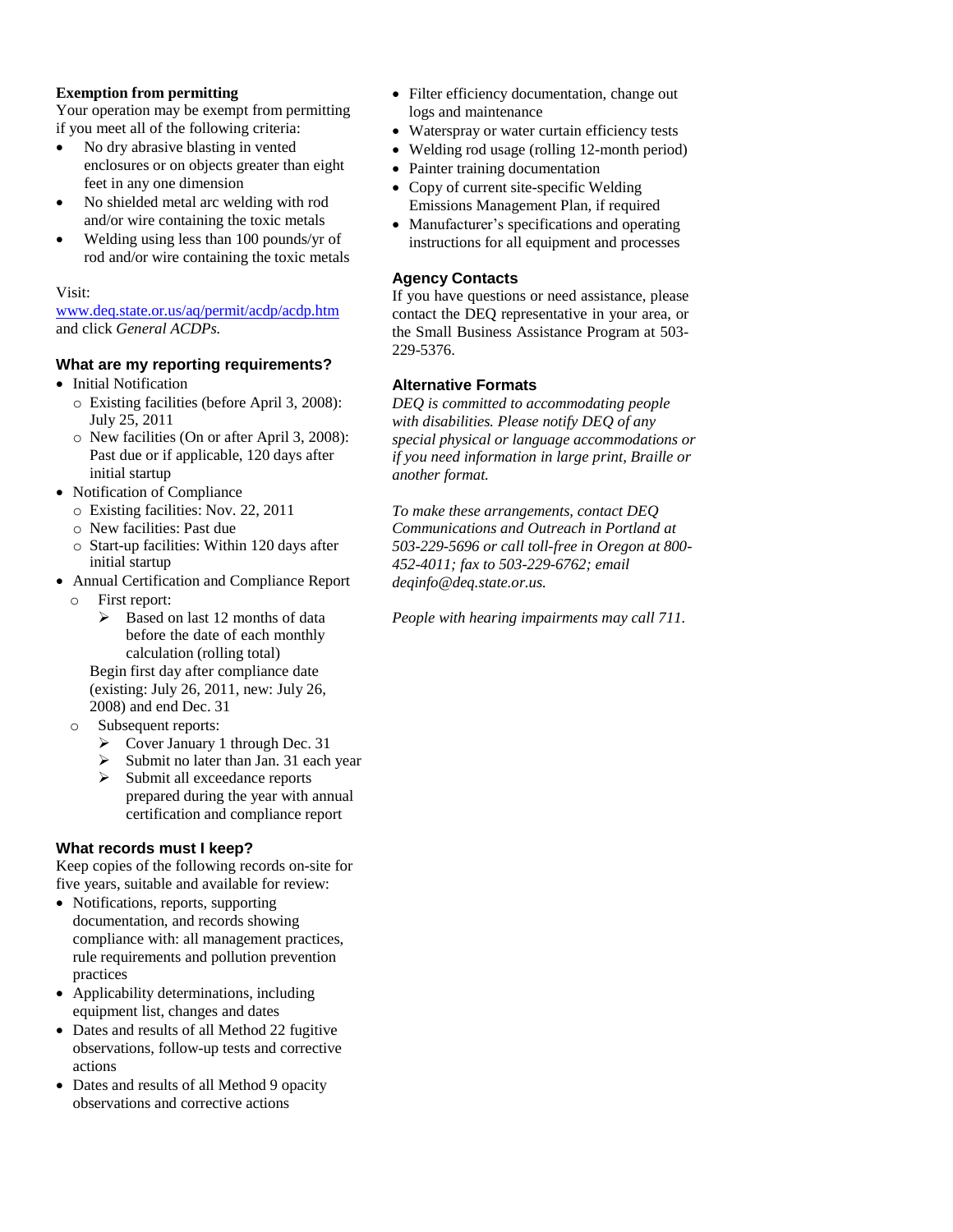**Exemption from permitting**

Your operation may be exempt from permitting if you meet all of the following criteria:

- No dry abrasive blasting in vented enclosures or on objects greater than eight feet in any one dimension
- No shielded metal arc welding with rod and/or wire containing the toxic metals
- Welding using less than 100 pounds/yr of rod and/or wire containing the toxic metals

Visit:
[www.deq.state.or.us/aq/permit/acdp/acdp.htm](http://www.deq.state.or.us/aq/permit/acdp/acdp.htm) and click *General ACDPs.*

## What are my reporting requirements?

- Initial Notification
  - Existing facilities (before April 3, 2008): July 25, 2011
  - New facilities (On or after April 3, 2008): Past due or if applicable, 120 days after initial startup
- Notification of Compliance
  - Existing facilities: Nov. 22, 2011
  - New facilities: Past due
  - Start-up facilities: Within 120 days after initial startup
- Annual Certification and Compliance Report
  - First report:
    - Based on last 12 months of data before the date of each monthly calculation (rolling total)

    Begin first day after compliance date (existing: July 26, 2011, new: July 26, 2008) and end Dec. 31
  - Subsequent reports:
    - Cover January 1 through Dec. 31
    - Submit no later than Jan. 31 each year
    - Submit all exceedance reports prepared during the year with annual certification and compliance report

## What records must I keep?

Keep copies of the following records on-site for five years, suitable and available for review:

- Notifications, reports, supporting documentation, and records showing compliance with: all management practices, rule requirements and pollution prevention practices
- Applicability determinations, including equipment list, changes and dates
- Dates and results of all Method 22 fugitive observations, follow-up tests and corrective actions
- Dates and results of all Method 9 opacity observations and corrective actions
- Filter efficiency documentation, change out logs and maintenance
- Waterspray or water curtain efficiency tests
- Welding rod usage (rolling 12-month period)
- Painter training documentation
- Copy of current site-specific Welding Emissions Management Plan, if required
- Manufacturer's specifications and operating instructions for all equipment and processes

## Agency Contacts

If you have questions or need assistance, please contact the DEQ representative in your area, or the Small Business Assistance Program at 503-229-5376.

## Alternative Formats

*DEQ is committed to accommodating people with disabilities. Please notify DEQ of any special physical or language accommodations or if you need information in large print, Braille or another format.*

*To make these arrangements, contact DEQ Communications and Outreach in Portland at 503-229-5696 or call toll-free in Oregon at 800-452-4011; fax to 503-229-6762; email deqinfo@deq.state.or.us.*

*People with hearing impairments may call 711.*